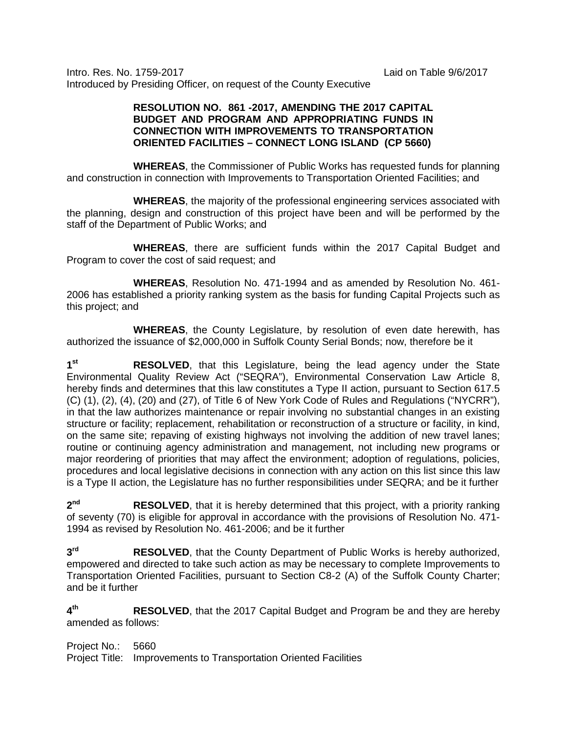Intro. Res. No. 1759-2017 Laid on Table 9/6/2017
Introduced by Presiding Officer, on request of the County Executive

**RESOLUTION NO. 861 -2017, AMENDING THE 2017 CAPITAL BUDGET AND PROGRAM AND APPROPRIATING FUNDS IN CONNECTION WITH IMPROVEMENTS TO TRANSPORTATION ORIENTED FACILITIES – CONNECT LONG ISLAND (CP 5660)**

**WHEREAS**, the Commissioner of Public Works has requested funds for planning and construction in connection with Improvements to Transportation Oriented Facilities; and

**WHEREAS**, the majority of the professional engineering services associated with the planning, design and construction of this project have been and will be performed by the staff of the Department of Public Works; and

**WHEREAS**, there are sufficient funds within the 2017 Capital Budget and Program to cover the cost of said request; and

**WHEREAS**, Resolution No. 471-1994 and as amended by Resolution No. 461-2006 has established a priority ranking system as the basis for funding Capital Projects such as this project; and

**WHEREAS**, the County Legislature, by resolution of even date herewith, has authorized the issuance of $2,000,000 in Suffolk County Serial Bonds; now, therefore be it

1st **RESOLVED**, that this Legislature, being the lead agency under the State Environmental Quality Review Act ("SEQRA"), Environmental Conservation Law Article 8, hereby finds and determines that this law constitutes a Type II action, pursuant to Section 617.5 (C) (1), (2), (4), (20) and (27), of Title 6 of New York Code of Rules and Regulations ("NYCRR"), in that the law authorizes maintenance or repair involving no substantial changes in an existing structure or facility; replacement, rehabilitation or reconstruction of a structure or facility, in kind, on the same site; repaving of existing highways not involving the addition of new travel lanes; routine or continuing agency administration and management, not including new programs or major reordering of priorities that may affect the environment; adoption of regulations, policies, procedures and local legislative decisions in connection with any action on this list since this law is a Type II action, the Legislature has no further responsibilities under SEQRA; and be it further

2nd **RESOLVED**, that it is hereby determined that this project, with a priority ranking of seventy (70) is eligible for approval in accordance with the provisions of Resolution No. 471-1994 as revised by Resolution No. 461-2006; and be it further

3rd **RESOLVED**, that the County Department of Public Works is hereby authorized, empowered and directed to take such action as may be necessary to complete Improvements to Transportation Oriented Facilities, pursuant to Section C8-2 (A) of the Suffolk County Charter; and be it further

4th **RESOLVED**, that the 2017 Capital Budget and Program be and they are hereby amended as follows:

Project No.: 5660
Project Title: Improvements to Transportation Oriented Facilities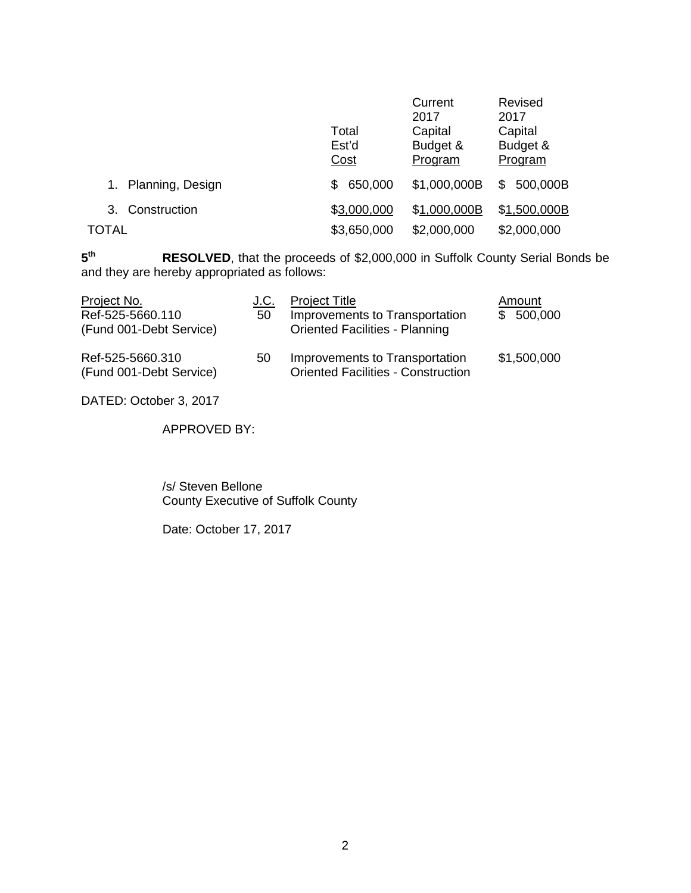| | Total Est'd Cost | Current 2017 Capital Budget & Program | Revised 2017 Capital Budget & Program |
|---|---|---|---|
| 1. Planning, Design | $ 650,000 | $1,000,000B | $ 500,000B |
| 3. Construction | $3,000,000 | $1,000,000B | $1,500,000B |
| TOTAL | $3,650,000 | $2,000,000 | $2,000,000 |

5th **RESOLVED**, that the proceeds of $2,000,000 in Suffolk County Serial Bonds be and they are hereby appropriated as follows:

| Project No. | J.C. | Project Title | Amount |
|---|---|---|---|
| Ref-525-5660.110 (Fund 001-Debt Service) | 50 | Improvements to Transportation Oriented Facilities - Planning | $ 500,000 |
| Ref-525-5660.310 (Fund 001-Debt Service) | 50 | Improvements to Transportation Oriented Facilities - Construction | $1,500,000 |

DATED: October 3, 2017

APPROVED BY:

/s/ Steven Bellone
County Executive of Suffolk County

Date: October 17, 2017